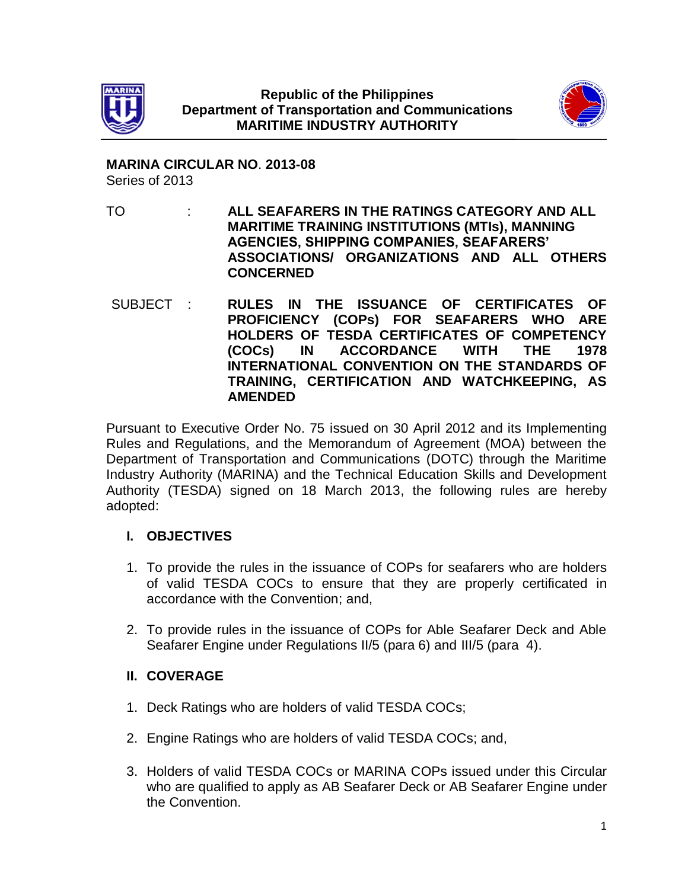**Republic of the Philippines**
**Department of Transportation and Communications**
**MARITIME INDUSTRY AUTHORITY**

**MARINA CIRCULAR NO. 2013-08**
Series of 2013

TO : **ALL SEAFARERS IN THE RATINGS CATEGORY AND ALL MARITIME TRAINING INSTITUTIONS (MTIs), MANNING AGENCIES, SHIPPING COMPANIES, SEAFARERS' ASSOCIATIONS/ ORGANIZATIONS AND ALL OTHERS CONCERNED**

SUBJECT : **RULES IN THE ISSUANCE OF CERTIFICATES OF PROFICIENCY (COPs) FOR SEAFARERS WHO ARE HOLDERS OF TESDA CERTIFICATES OF COMPETENCY (COCs) IN ACCORDANCE WITH THE 1978 INTERNATIONAL CONVENTION ON THE STANDARDS OF TRAINING, CERTIFICATION AND WATCHKEEPING, AS AMENDED**

Pursuant to Executive Order No. 75 issued on 30 April 2012 and its Implementing Rules and Regulations, and the Memorandum of Agreement (MOA) between the Department of Transportation and Communications (DOTC) through the Maritime Industry Authority (MARINA) and the Technical Education Skills and Development Authority (TESDA) signed on 18 March 2013, the following rules are hereby adopted:

## I. OBJECTIVES

1. To provide the rules in the issuance of COPs for seafarers who are holders of valid TESDA COCs to ensure that they are properly certificated in accordance with the Convention; and,

2. To provide rules in the issuance of COPs for Able Seafarer Deck and Able Seafarer Engine under Regulations II/5 (para 6) and III/5 (para 4).

## II. COVERAGE

1. Deck Ratings who are holders of valid TESDA COCs;

2. Engine Ratings who are holders of valid TESDA COCs; and,

3. Holders of valid TESDA COCs or MARINA COPs issued under this Circular who are qualified to apply as AB Seafarer Deck or AB Seafarer Engine under the Convention.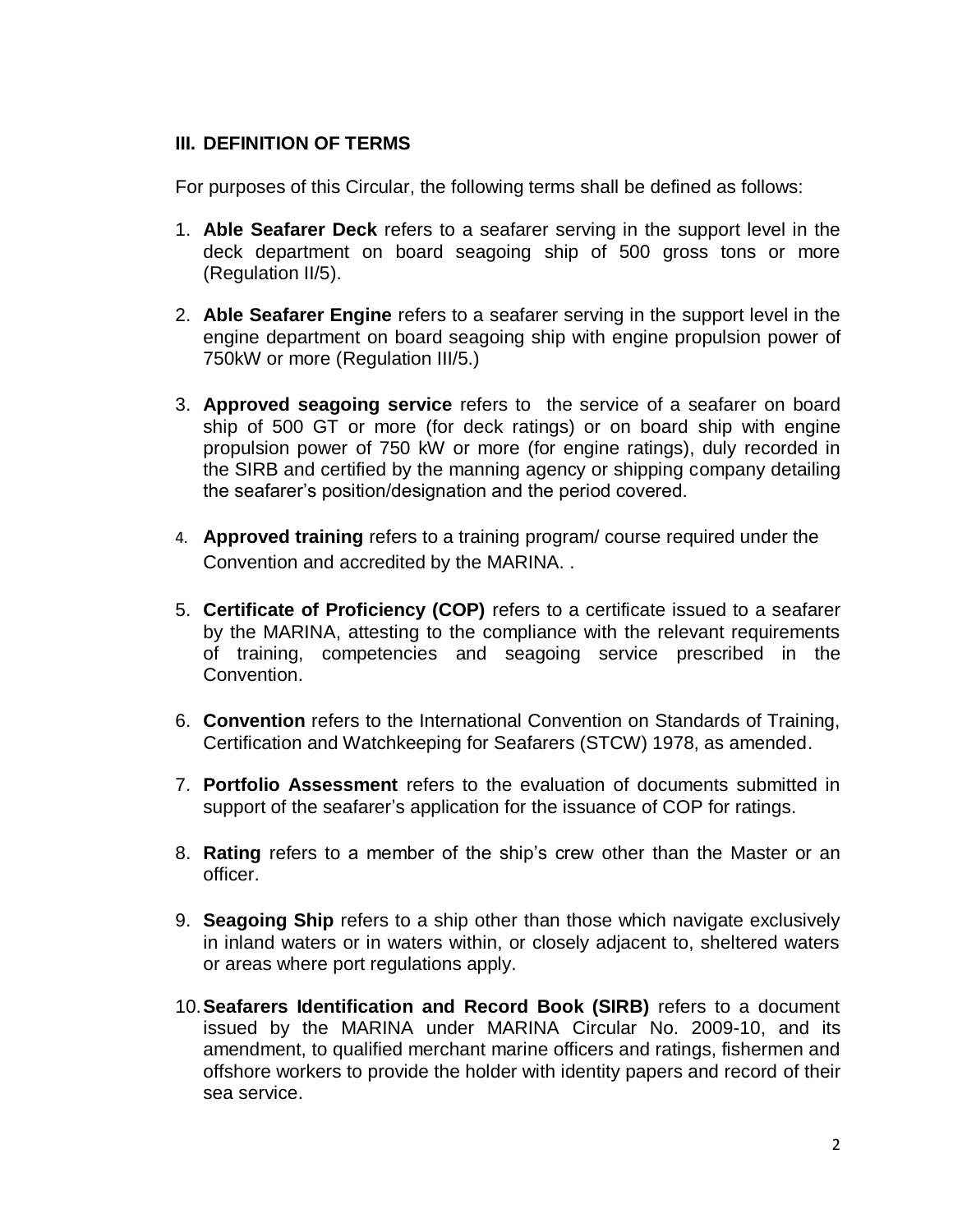## III. DEFINITION OF TERMS

For purposes of this Circular, the following terms shall be defined as follows:

1. **Able Seafarer Deck** refers to a seafarer serving in the support level in the deck department on board seagoing ship of 500 gross tons or more (Regulation II/5).

2. **Able Seafarer Engine** refers to a seafarer serving in the support level in the engine department on board seagoing ship with engine propulsion power of 750kW or more (Regulation III/5.)

3. **Approved seagoing service** refers to the service of a seafarer on board ship of 500 GT or more (for deck ratings) or on board ship with engine propulsion power of 750 kW or more (for engine ratings), duly recorded in the SIRB and certified by the manning agency or shipping company detailing the seafarer's position/designation and the period covered.

4. **Approved training** refers to a training program/ course required under the Convention and accredited by the MARINA. .

5. **Certificate of Proficiency (COP)** refers to a certificate issued to a seafarer by the MARINA, attesting to the compliance with the relevant requirements of training, competencies and seagoing service prescribed in the Convention.

6. **Convention** refers to the International Convention on Standards of Training, Certification and Watchkeeping for Seafarers (STCW) 1978, as amended.

7. **Portfolio Assessment** refers to the evaluation of documents submitted in support of the seafarer's application for the issuance of COP for ratings.

8. **Rating** refers to a member of the ship's crew other than the Master or an officer.

9. **Seagoing Ship** refers to a ship other than those which navigate exclusively in inland waters or in waters within, or closely adjacent to, sheltered waters or areas where port regulations apply.

10. **Seafarers Identification and Record Book (SIRB)** refers to a document issued by the MARINA under MARINA Circular No. 2009-10, and its amendment, to qualified merchant marine officers and ratings, fishermen and offshore workers to provide the holder with identity papers and record of their sea service.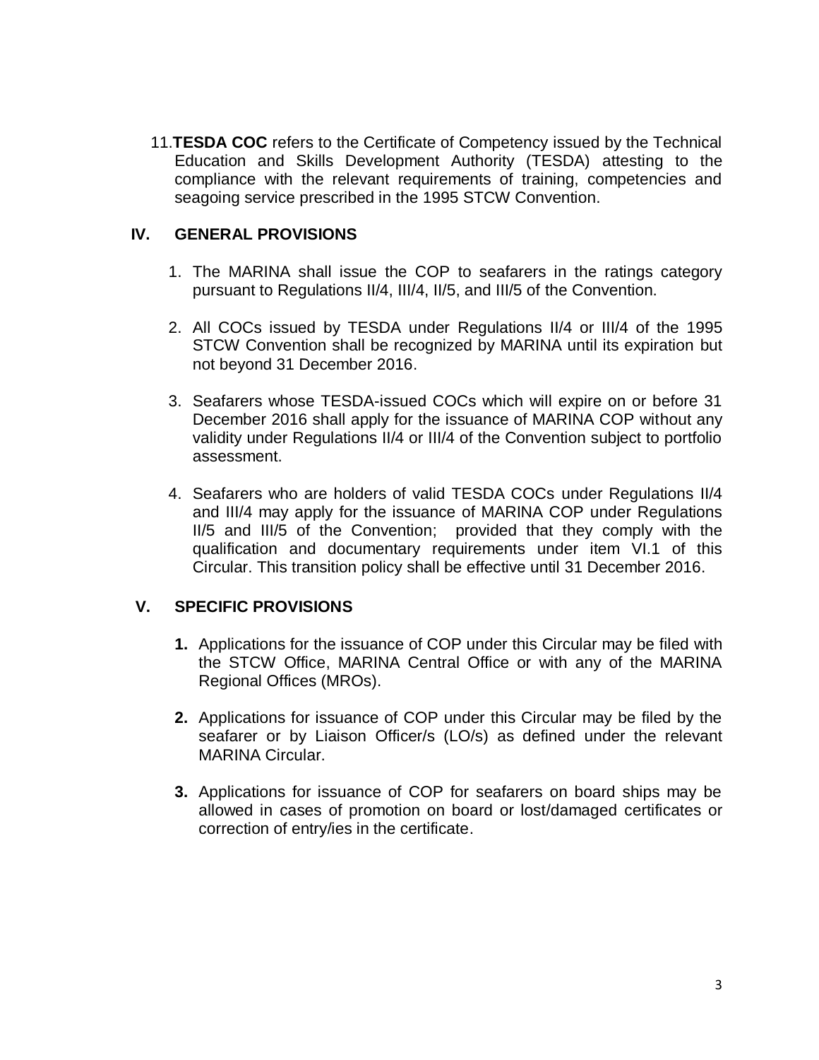11. **TESDA COC** refers to the Certificate of Competency issued by the Technical Education and Skills Development Authority (TESDA) attesting to the compliance with the relevant requirements of training, competencies and seagoing service prescribed in the 1995 STCW Convention.

## IV. GENERAL PROVISIONS

1. The MARINA shall issue the COP to seafarers in the ratings category pursuant to Regulations II/4, III/4, II/5, and III/5 of the Convention.

2. All COCs issued by TESDA under Regulations II/4 or III/4 of the 1995 STCW Convention shall be recognized by MARINA until its expiration but not beyond 31 December 2016.

3. Seafarers whose TESDA-issued COCs which will expire on or before 31 December 2016 shall apply for the issuance of MARINA COP without any validity under Regulations II/4 or III/4 of the Convention subject to portfolio assessment.

4. Seafarers who are holders of valid TESDA COCs under Regulations II/4 and III/4 may apply for the issuance of MARINA COP under Regulations II/5 and III/5 of the Convention; provided that they comply with the qualification and documentary requirements under item VI.1 of this Circular. This transition policy shall be effective until 31 December 2016.

## V. SPECIFIC PROVISIONS

1. Applications for the issuance of COP under this Circular may be filed with the STCW Office, MARINA Central Office or with any of the MARINA Regional Offices (MROs).

2. Applications for issuance of COP under this Circular may be filed by the seafarer or by Liaison Officer/s (LO/s) as defined under the relevant MARINA Circular.

3. Applications for issuance of COP for seafarers on board ships may be allowed in cases of promotion on board or lost/damaged certificates or correction of entry/ies in the certificate.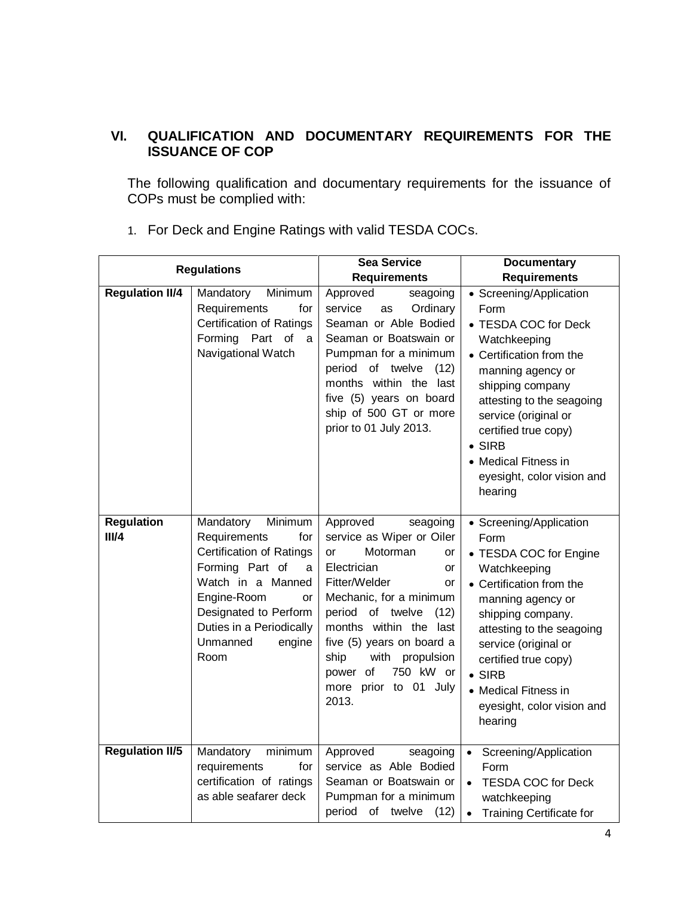## VI. QUALIFICATION AND DOCUMENTARY REQUIREMENTS FOR THE ISSUANCE OF COP

The following qualification and documentary requirements for the issuance of COPs must be complied with:

1. For Deck and Engine Ratings with valid TESDA COCs.

| Regulations | | Sea Service Requirements | Documentary Requirements |
|---|---|---|---|
| **Regulation II/4** | Mandatory Minimum Requirements for Certification of Ratings Forming Part of a Navigational Watch | Approved seagoing service as Ordinary Seaman or Able Bodied Seaman or Boatswain or Pumpman for a minimum period of twelve (12) months within the last five (5) years on board ship of 500 GT or more prior to 01 July 2013. | • Screening/Application Form<br>• TESDA COC for Deck Watchkeeping<br>• Certification from the manning agency or shipping company attesting to the seagoing service (original or certified true copy)<br>• SIRB<br>• Medical Fitness in eyesight, color vision and hearing |
| **Regulation III/4** | Mandatory Minimum Requirements for Certification of Ratings Forming Part of a Watch in a Manned Engine-Room or Designated to Perform Duties in a Periodically Unmanned engine Room | Approved seagoing service as Wiper or Oiler or Motorman or Electrician or Fitter/Welder or Mechanic, for a minimum period of twelve (12) months within the last five (5) years on board a ship with propulsion power of 750 kW or more prior to 01 July 2013. | • Screening/Application Form<br>• TESDA COC for Engine Watchkeeping<br>• Certification from the manning agency or shipping company. attesting to the seagoing service (original or certified true copy)<br>• SIRB<br>• Medical Fitness in eyesight, color vision and hearing |
| **Regulation II/5** | Mandatory minimum requirements for certification of ratings as able seafarer deck | Approved seagoing service as Able Bodied Seaman or Boatswain or Pumpman for a minimum period of twelve (12) | • Screening/Application Form<br>• TESDA COC for Deck watchkeeping<br>• Training Certificate for |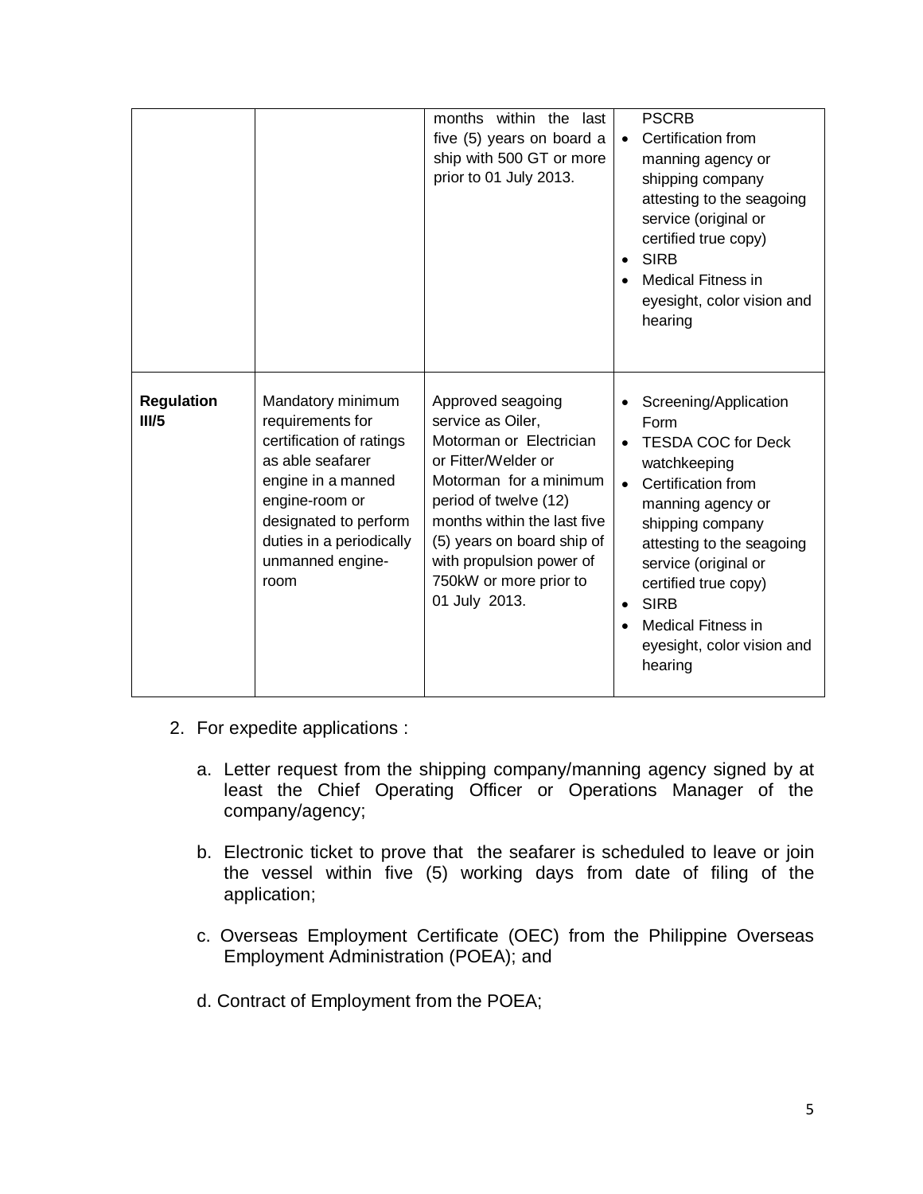| | | | |
|---|---|---|---|
| | | months within the last five (5) years on board a ship with 500 GT or more prior to 01 July 2013. | PSCRB<br>• Certification from manning agency or shipping company attesting to the seagoing service (original or certified true copy)<br>• SIRB<br>• Medical Fitness in eyesight, color vision and hearing |
| **Regulation III/5** | Mandatory minimum requirements for certification of ratings as able seafarer engine in a manned engine-room or designated to perform duties in a periodically unmanned engine-room | Approved seagoing service as Oiler, Motorman or Electrician or Fitter/Welder or Motorman for a minimum period of twelve (12) months within the last five (5) years on board ship of with propulsion power of 750kW or more prior to 01 July 2013. | • Screening/Application Form<br>• TESDA COC for Deck watchkeeping<br>• Certification from manning agency or shipping company attesting to the seagoing service (original or certified true copy)<br>• SIRB<br>• Medical Fitness in eyesight, color vision and hearing |

2. For expedite applications :

   a. Letter request from the shipping company/manning agency signed by at least the Chief Operating Officer or Operations Manager of the company/agency;

   b. Electronic ticket to prove that the seafarer is scheduled to leave or join the vessel within five (5) working days from date of filing of the application;

   c. Overseas Employment Certificate (OEC) from the Philippine Overseas Employment Administration (POEA); and

   d. Contract of Employment from the POEA;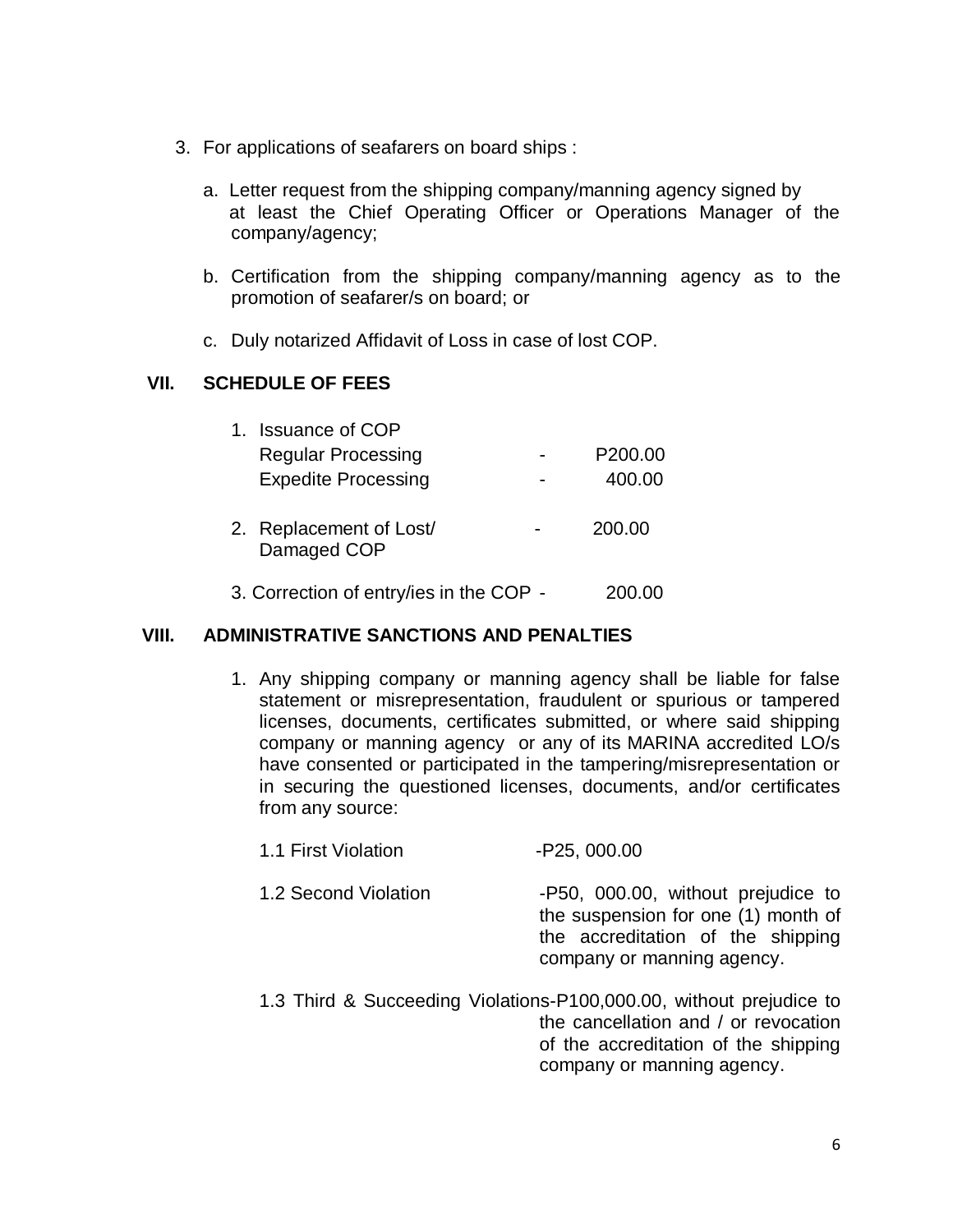3. For applications of seafarers on board ships :

   a. Letter request from the shipping company/manning agency signed by at least the Chief Operating Officer or Operations Manager of the company/agency;

   b. Certification from the shipping company/manning agency as to the promotion of seafarer/s on board; or

   c. Duly notarized Affidavit of Loss in case of lost COP.

## VII. SCHEDULE OF FEES

1. Issuance of COP
   - Regular Processing - P200.00
   - Expedite Processing - 400.00

2. Replacement of Lost/ Damaged COP - 200.00

3. Correction of entry/ies in the COP - 200.00

## VIII. ADMINISTRATIVE SANCTIONS AND PENALTIES

1. Any shipping company or manning agency shall be liable for false statement or misrepresentation, fraudulent or spurious or tampered licenses, documents, certificates submitted, or where said shipping company or manning agency or any of its MARINA accredited LO/s have consented or participated in the tampering/misrepresentation or in securing the questioned licenses, documents, and/or certificates from any source:

   1.1 First Violation -P25, 000.00

   1.2 Second Violation -P50, 000.00, without prejudice to the suspension for one (1) month of the accreditation of the shipping company or manning agency.

   1.3 Third & Succeeding Violations-P100,000.00, without prejudice to the cancellation and / or revocation of the accreditation of the shipping company or manning agency.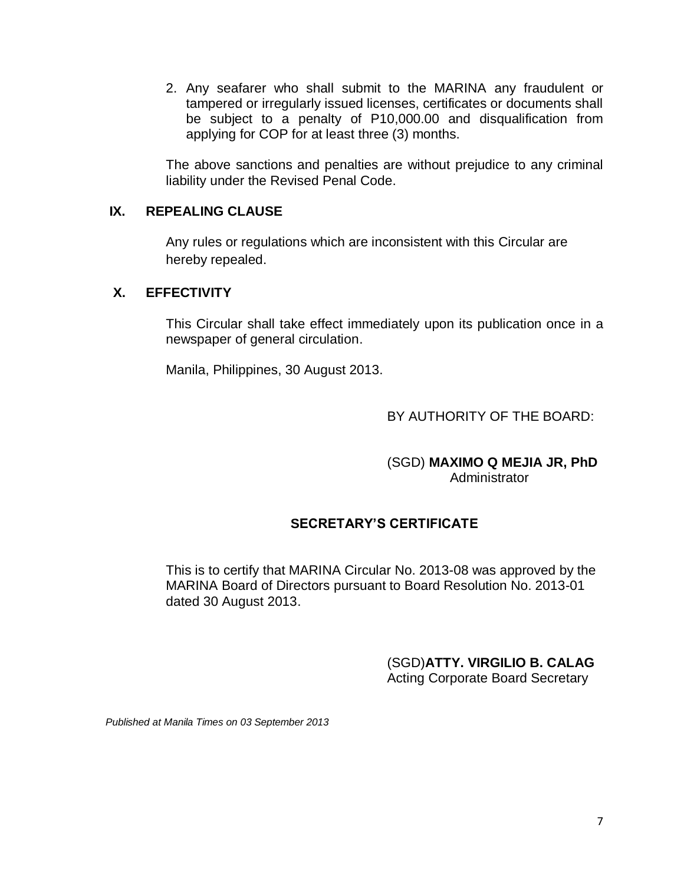2. Any seafarer who shall submit to the MARINA any fraudulent or tampered or irregularly issued licenses, certificates or documents shall be subject to a penalty of P10,000.00 and disqualification from applying for COP for at least three (3) months.

The above sanctions and penalties are without prejudice to any criminal liability under the Revised Penal Code.

## IX. REPEALING CLAUSE

Any rules or regulations which are inconsistent with this Circular are hereby repealed.

## X. EFFECTIVITY

This Circular shall take effect immediately upon its publication once in a newspaper of general circulation.

Manila, Philippines, 30 August 2013.

BY AUTHORITY OF THE BOARD:

(SGD) **MAXIMO Q MEJIA JR, PhD**
Administrator

## SECRETARY'S CERTIFICATE

This is to certify that MARINA Circular No. 2013-08 was approved by the MARINA Board of Directors pursuant to Board Resolution No. 2013-01 dated 30 August 2013.

(SGD)**ATTY. VIRGILIO B. CALAG**
Acting Corporate Board Secretary

*Published at Manila Times on 03 September 2013*